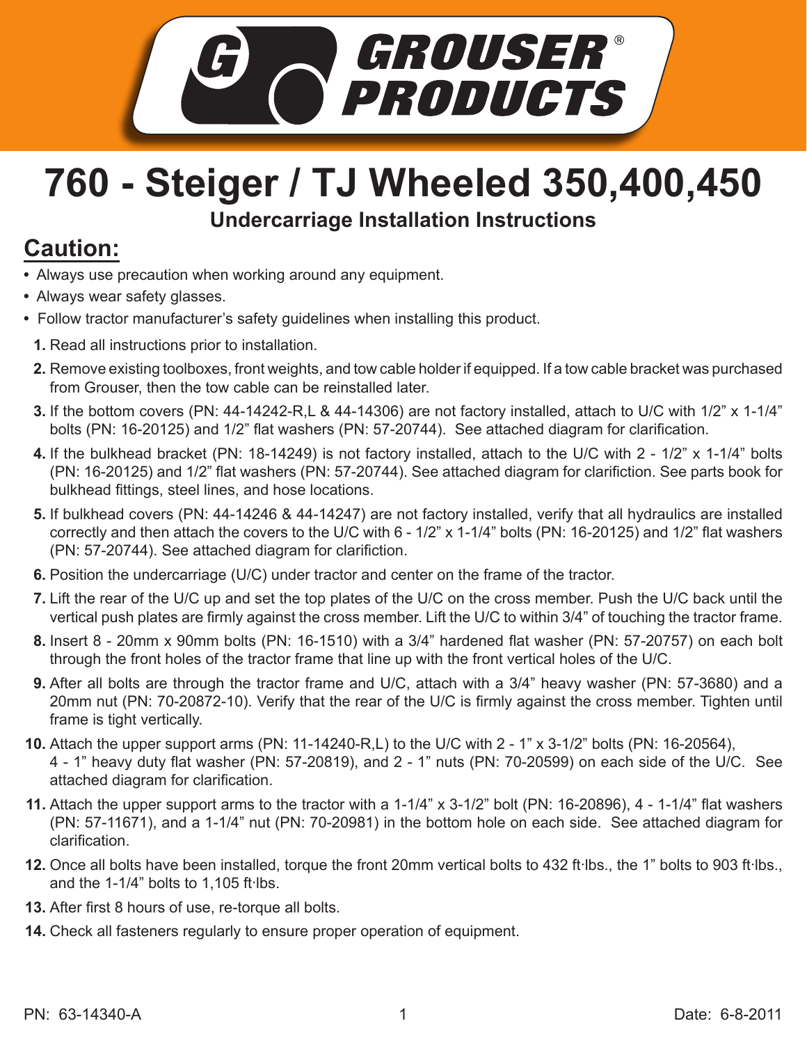# 760 - Steiger / TJ Wheeled 350,400,450

### Undercarriage Installation Instructions

## Caution:

- Always use precaution when working around any equipment.
- Always wear safety glasses.
- Follow tractor manufacturer's safety guidelines when installing this product.

1. Read all instructions prior to installation.
2. Remove existing toolboxes, front weights, and tow cable holder if equipped. If a tow cable bracket was purchased from Grouser, then the tow cable can be reinstalled later.
3. If the bottom covers (PN: 44-14242-R,L & 44-14306) are not factory installed, attach to U/C with 1/2" x 1-1/4" bolts (PN: 16-20125) and 1/2" flat washers (PN: 57-20744). See attached diagram for clarification.
4. If the bulkhead bracket (PN: 18-14249) is not factory installed, attach to the U/C with 2 - 1/2" x 1-1/4" bolts (PN: 16-20125) and 1/2" flat washers (PN: 57-20744). See attached diagram for clarifiction. See parts book for bulkhead fittings, steel lines, and hose locations.
5. If bulkhead covers (PN: 44-14246 & 44-14247) are not factory installed, verify that all hydraulics are installed correctly and then attach the covers to the U/C with 6 - 1/2" x 1-1/4" bolts (PN: 16-20125) and 1/2" flat washers (PN: 57-20744). See attached diagram for clarifiction.
6. Position the undercarriage (U/C) under tractor and center on the frame of the tractor.
7. Lift the rear of the U/C up and set the top plates of the U/C on the cross member. Push the U/C back until the vertical push plates are firmly against the cross member. Lift the U/C to within 3/4" of touching the tractor frame.
8. Insert 8 - 20mm x 90mm bolts (PN: 16-1510) with a 3/4" hardened flat washer (PN: 57-20757) on each bolt through the front holes of the tractor frame that line up with the front vertical holes of the U/C.
9. After all bolts are through the tractor frame and U/C, attach with a 3/4" heavy washer (PN: 57-3680) and a 20mm nut (PN: 70-20872-10). Verify that the rear of the U/C is firmly against the cross member. Tighten until frame is tight vertically.
10. Attach the upper support arms (PN: 11-14240-R,L) to the U/C with 2 - 1" x 3-1/2" bolts (PN: 16-20564), 4 - 1" heavy duty flat washer (PN: 57-20819), and 2 - 1" nuts (PN: 70-20599) on each side of the U/C. See attached diagram for clarification.
11. Attach the upper support arms to the tractor with a 1-1/4" x 3-1/2" bolt (PN: 16-20896), 4 - 1-1/4" flat washers (PN: 57-11671), and a 1-1/4" nut (PN: 70-20981) in the bottom hole on each side. See attached diagram for clarification.
12. Once all bolts have been installed, torque the front 20mm vertical bolts to 432 ft·lbs., the 1" bolts to 903 ft·lbs., and the 1-1/4" bolts to 1,105 ft·lbs.
13. After first 8 hours of use, re-torque all bolts.
14. Check all fasteners regularly to ensure proper operation of equipment.

PN: 63-14340-A

Date: 6-8-2011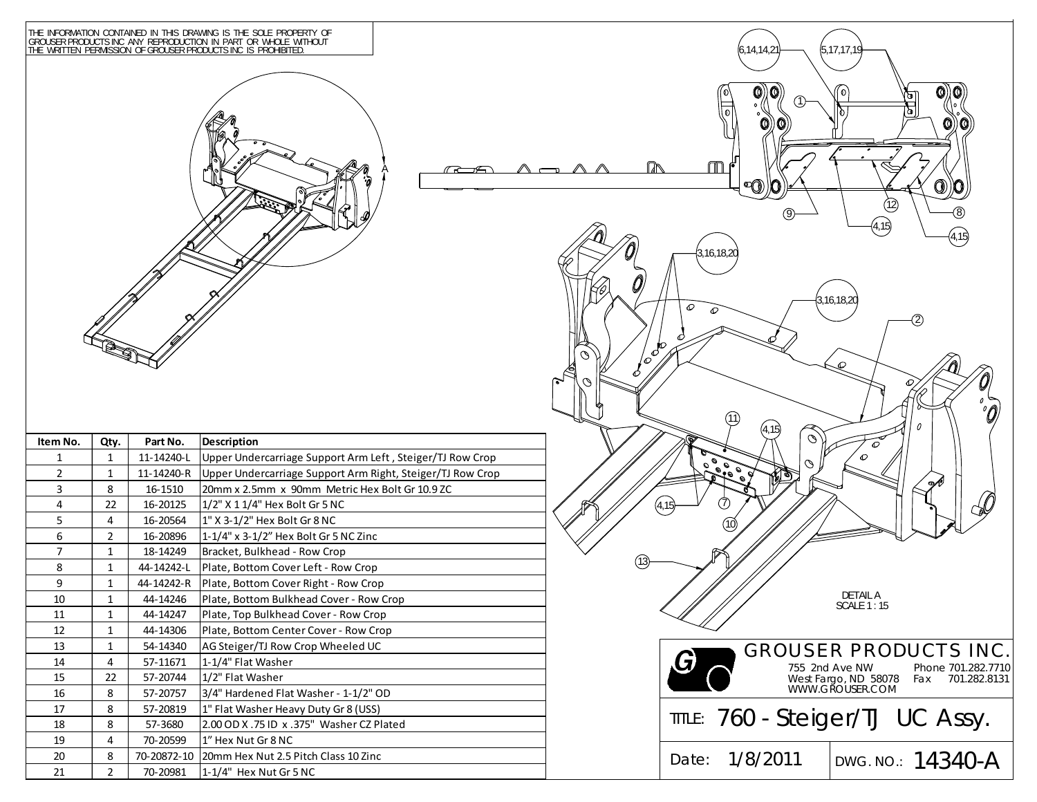THE INFORMATION CONTAINED IN THIS DRAWING IS THE SOLE PROPERTY OF GROUSER PRODUCTS INC ANY REPRODUCTION IN PART OR WHOLE WITHOUT THE WRITTEN PERMISSION OF GROUSER PRODUCTS INC IS PROHIBITED.

A

6,14,14,21

5,17,17,19

1

9

12

8

4,15

4,15

3,16,18,20

3,16,18,20

2

11

4,15

4,15

7

10

13

DETAIL A
SCALE 1 : 15

| Item No. | Qty. | Part No. | Description |
|---|---|---|---|
| 1 | 1 | 11-14240-L | Upper Undercarriage Support Arm Left , Steiger/TJ Row Crop |
| 2 | 1 | 11-14240-R | Upper Undercarriage Support Arm Right, Steiger/TJ Row Crop |
| 3 | 8 | 16-1510 | 20mm x 2.5mm x 90mm Metric Hex Bolt Gr 10.9 ZC |
| 4 | 22 | 16-20125 | 1/2" X 1 1/4" Hex Bolt Gr 5 NC |
| 5 | 4 | 16-20564 | 1" X 3-1/2" Hex Bolt Gr 8 NC |
| 6 | 2 | 16-20896 | 1-1/4" x 3-1/2" Hex Bolt Gr 5 NC Zinc |
| 7 | 1 | 18-14249 | Bracket, Bulkhead - Row Crop |
| 8 | 1 | 44-14242-L | Plate, Bottom Cover Left - Row Crop |
| 9 | 1 | 44-14242-R | Plate, Bottom Cover Right - Row Crop |
| 10 | 1 | 44-14246 | Plate, Bottom Bulkhead Cover - Row Crop |
| 11 | 1 | 44-14247 | Plate, Top Bulkhead Cover - Row Crop |
| 12 | 1 | 44-14306 | Plate, Bottom Center Cover - Row Crop |
| 13 | 1 | 54-14340 | AG Steiger/TJ Row Crop Wheeled UC |
| 14 | 4 | 57-11671 | 1-1/4" Flat Washer |
| 15 | 22 | 57-20744 | 1/2" Flat Washer |
| 16 | 8 | 57-20757 | 3/4" Hardened Flat Washer - 1-1/2" OD |
| 17 | 8 | 57-20819 | 1" Flat Washer Heavy Duty Gr 8 (USS) |
| 18 | 8 | 57-3680 | 2.00 OD X .75 ID x .375" Washer CZ Plated |
| 19 | 4 | 70-20599 | 1" Hex Nut Gr 8 NC |
| 20 | 8 | 70-20872-10 | 20mm Hex Nut 2.5 Pitch Class 10 Zinc |
| 21 | 2 | 70-20981 | 1-1/4" Hex Nut Gr 5 NC |

GROUSER PRODUCTS INC.
755 2nd Ave NW
West Fargo, ND 58078
WWW.GROUSER.COM
Phone 701.282.7710
Fax 701.282.8131

TITLE: 760 - Steiger/TJ UC Assy.

Date: 1/8/2011

DWG. NO.: 14340-A